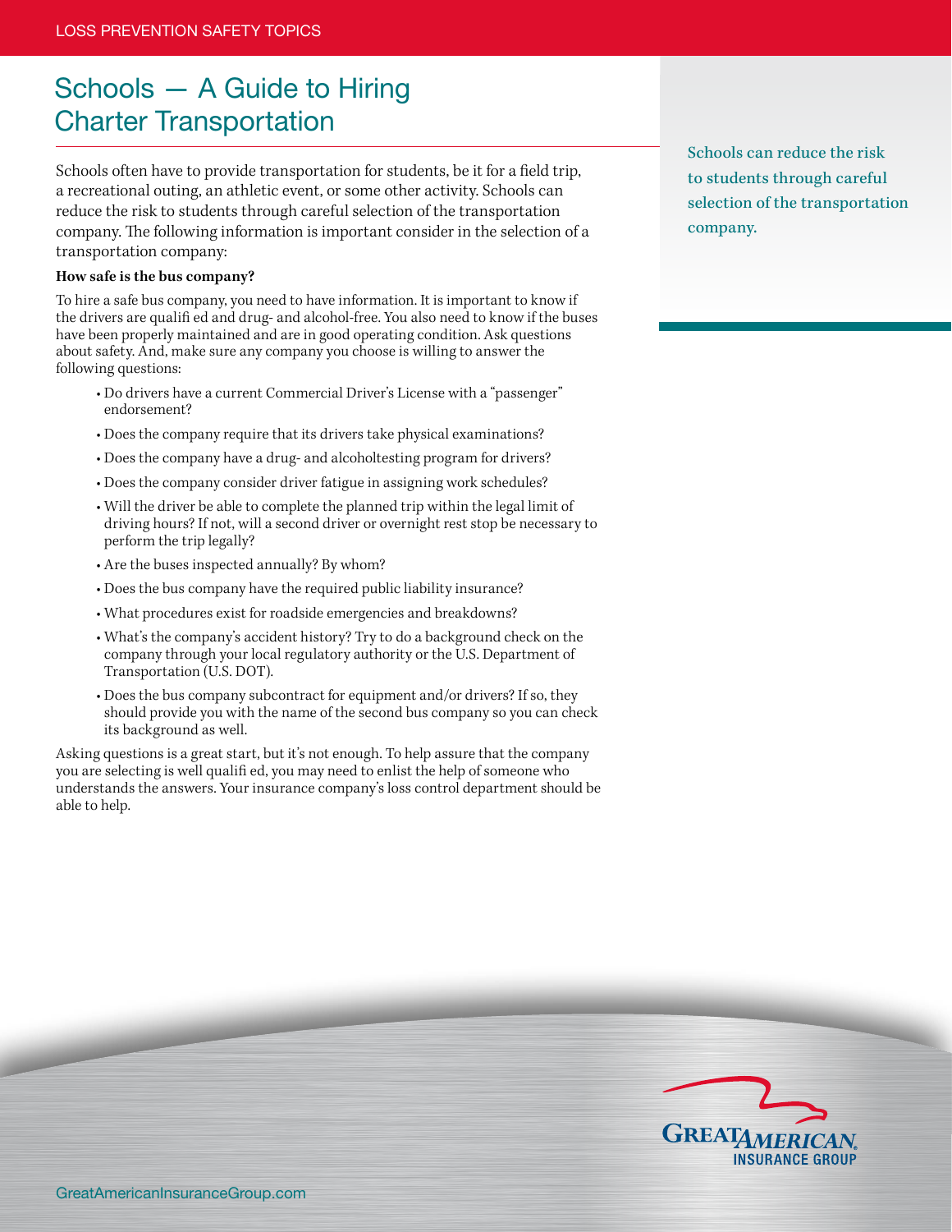LOSS PREVENTION SAFETY TOPICS

# Schools — A Guide to Hiring Charter Transportation

Schools often have to provide transportation for students, be it for a field trip, a recreational outing, an athletic event, or some other activity. Schools can reduce the risk to students through careful selection of the transportation company. The following information is important consider in the selection of a transportation company:

Schools can reduce the risk to students through careful selection of the transportation company.

**How safe is the bus company?**

To hire a safe bus company, you need to have information. It is important to know if the drivers are qualifi ed and drug- and alcohol-free. You also need to know if the buses have been properly maintained and are in good operating condition. Ask questions about safety. And, make sure any company you choose is willing to answer the following questions:

- Do drivers have a current Commercial Driver's License with a "passenger" endorsement?
- Does the company require that its drivers take physical examinations?
- Does the company have a drug- and alcoholtesting program for drivers?
- Does the company consider driver fatigue in assigning work schedules?
- Will the driver be able to complete the planned trip within the legal limit of driving hours? If not, will a second driver or overnight rest stop be necessary to perform the trip legally?
- Are the buses inspected annually? By whom?
- Does the bus company have the required public liability insurance?
- What procedures exist for roadside emergencies and breakdowns?
- What's the company's accident history? Try to do a background check on the company through your local regulatory authority or the U.S. Department of Transportation (U.S. DOT).
- Does the bus company subcontract for equipment and/or drivers? If so, they should provide you with the name of the second bus company so you can check its background as well.

Asking questions is a great start, but it's not enough. To help assure that the company you are selecting is well qualifi ed, you may need to enlist the help of someone who understands the answers. Your insurance company's loss control department should be able to help.

GREAT AMERICAN INSURANCE GROUP

GreatAmericanInsuranceGroup.com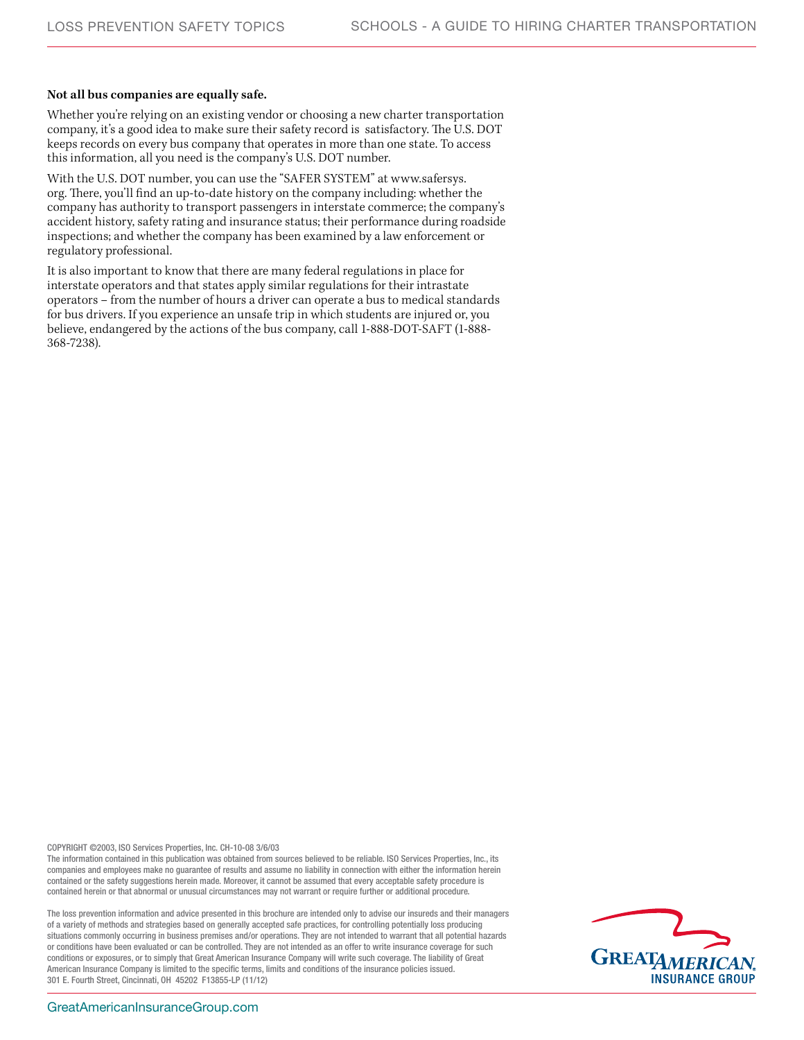**Not all bus companies are equally safe.**

Whether you're relying on an existing vendor or choosing a new charter transportation company, it's a good idea to make sure their safety record is satisfactory. The U.S. DOT keeps records on every bus company that operates in more than one state. To access this information, all you need is the company's U.S. DOT number.

With the U.S. DOT number, you can use the "SAFER SYSTEM" at www.safersys.org. There, you'll find an up-to-date history on the company including: whether the company has authority to transport passengers in interstate commerce; the company's accident history, safety rating and insurance status; their performance during roadside inspections; and whether the company has been examined by a law enforcement or regulatory professional.

It is also important to know that there are many federal regulations in place for interstate operators and that states apply similar regulations for their intrastate operators – from the number of hours a driver can operate a bus to medical standards for bus drivers. If you experience an unsafe trip in which students are injured or, you believe, endangered by the actions of the bus company, call 1-888-DOT-SAFT (1-888-368-7238).

COPYRIGHT ©2003, ISO Services Properties, Inc. CH-10-08 3/6/03
The information contained in this publication was obtained from sources believed to be reliable. ISO Services Properties, Inc., its companies and employees make no guarantee of results and assume no liability in connection with either the information herein contained or the safety suggestions herein made. Moreover, it cannot be assumed that every acceptable safety procedure is contained herein or that abnormal or unusual circumstances may not warrant or require further or additional procedure.

The loss prevention information and advice presented in this brochure are intended only to advise our insureds and their managers of a variety of methods and strategies based on generally accepted safe practices, for controlling potentially loss producing situations commonly occurring in business premises and/or operations. They are not intended to warrant that all potential hazards or conditions have been evaluated or can be controlled. They are not intended as an offer to write insurance coverage for such conditions or exposures, or to simply that Great American Insurance Company will write such coverage. The liability of Great American Insurance Company is limited to the specific terms, limits and conditions of the insurance policies issued.
301 E. Fourth Street, Cincinnati, OH 45202 F13855-LP (11/12)

GREAT AMERICAN INSURANCE GROUP

GreatAmericanInsuranceGroup.com